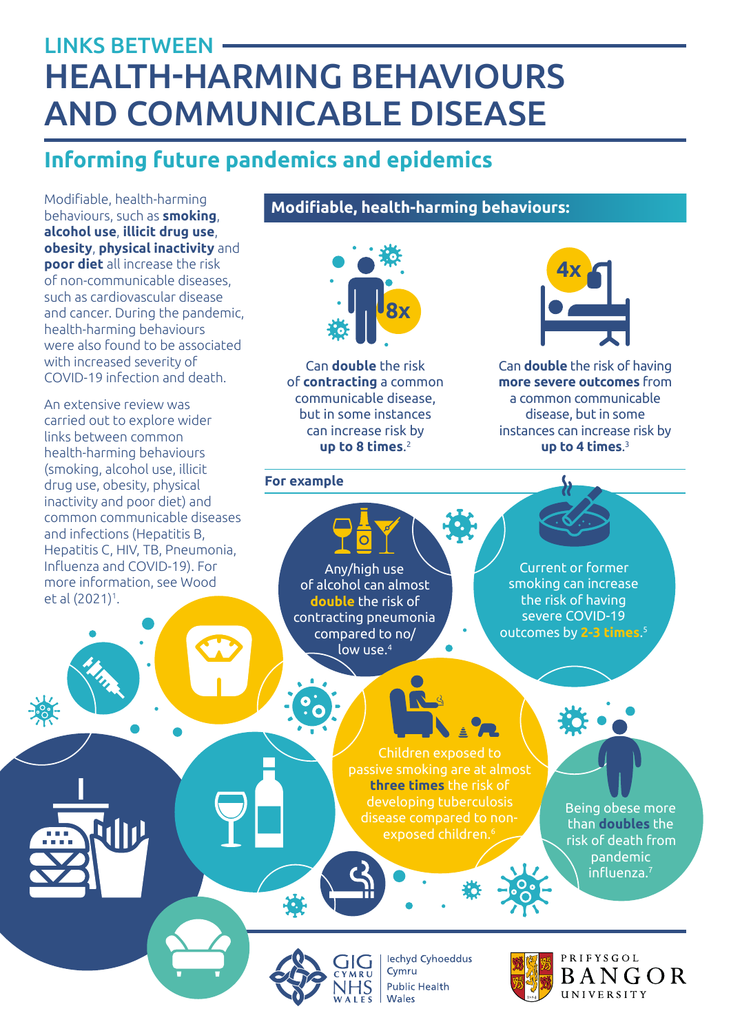# LINKS BETWEEN HEALTH-HARMING BEHAVIOURS AND COMMUNICABLE DISEASE

## Informing future pandemics and epidemics

Modifiable, health-harming behaviours, such as **smoking**, **alcohol use**, **illicit drug use**, **obesity**, **physical inactivity** and **poor diet** all increase the risk of non-communicable diseases, such as cardiovascular disease and cancer. During the pandemic, health-harming behaviours were also found to be associated with increased severity of COVID-19 infection and death.

An extensive review was carried out to explore wider links between common health-harming behaviours (smoking, alcohol use, illicit drug use, obesity, physical inactivity and poor diet) and common communicable diseases and infections (Hepatitis B, Hepatitis C, HIV, TB, Pneumonia, Influenza and COVID-19). For more information, see Wood et al (2021)[1].

### Modifiable, health-harming behaviours:

8x

Can **double** the risk of **contracting** a common communicable disease, but in some instances can increase risk by **up to 8 times**.[2]

4x

Can **double** the risk of having **more severe outcomes** from a common communicable disease, but in some instances can increase risk by **up to 4 times**.[3]

**For example**

Any/high use of alcohol can almost **double** the risk of contracting pneumonia compared to no/low use.[4]

Current or former smoking can increase the risk of having severe COVID-19 outcomes by **2-3 times**.[5]

Children exposed to passive smoking are at almost **three times** the risk of developing tuberculosis disease compared to non-exposed children.[6]

Being obese more than **doubles** the risk of death from pandemic influenza.[7]

GIG CYMRU NHS WALES | Iechyd Cyhoeddus Cymru Public Health Wales

PRIFYSGOL BANGOR UNIVERSITY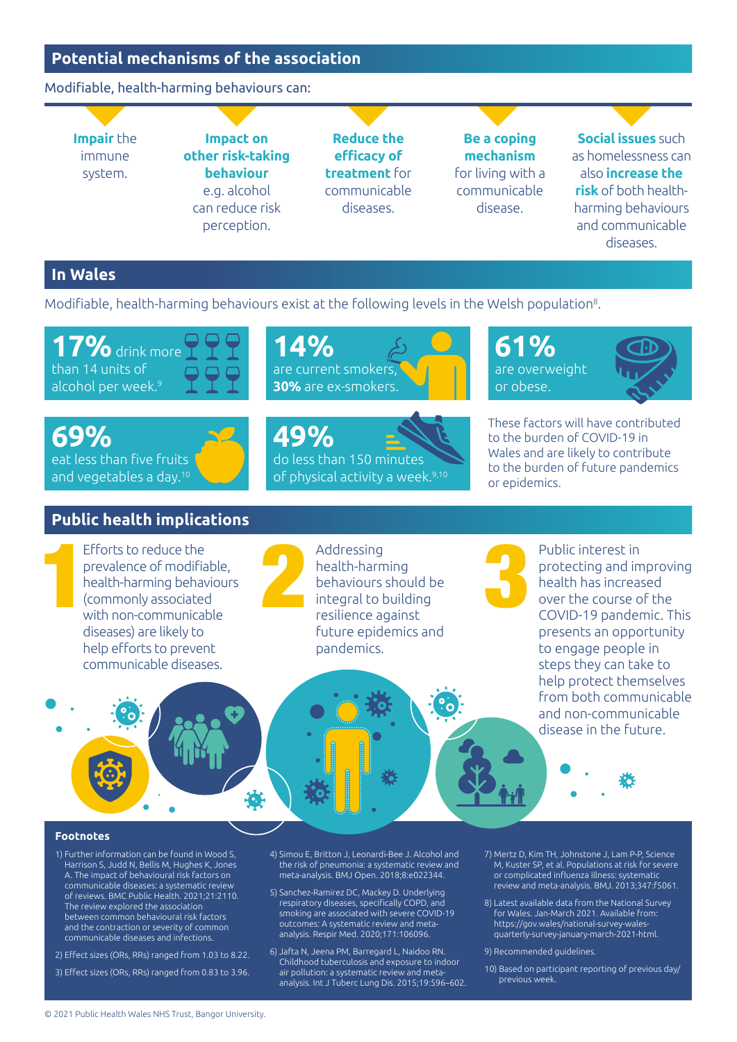## Potential mechanisms of the association

Modifiable, health-harming behaviours can:

- **Impair** the immune system.
- **Impact on other risk-taking behaviour** e.g. alcohol can reduce risk perception.
- **Reduce the efficacy of treatment** for communicable diseases.
- **Be a coping mechanism** for living with a communicable disease.
- **Social issues** such as homelessness can also **increase the risk** of both health-harming behaviours and communicable diseases.

## In Wales

Modifiable, health-harming behaviours exist at the following levels in the Welsh population[8].

**17%** drink more than 14 units of alcohol per week.[9]

**14%** are current smokers, **30%** are ex-smokers.

**61%** are overweight or obese.

**69%** eat less than five fruits and vegetables a day.[10]

**49%** do less than 150 minutes of physical activity a week.[9,10]

These factors will have contributed to the burden of COVID-19 in Wales and are likely to contribute to the burden of future pandemics or epidemics.

## Public health implications

1. Efforts to reduce the prevalence of modifiable, health-harming behaviours (commonly associated with non-communicable diseases) are likely to help efforts to prevent communicable diseases.
2. Addressing health-harming behaviours should be integral to building resilience against future epidemics and pandemics.
3. Public interest in protecting and improving health has increased over the course of the COVID-19 pandemic. This presents an opportunity to engage people in steps they can take to help protect themselves from both communicable and non-communicable disease in the future.

### Footnotes

1) Further information can be found in Wood S, Harrison S, Judd N, Bellis M, Hughes K, Jones A. The impact of behavioural risk factors on communicable diseases: a systematic review of reviews. BMC Public Health. 2021;21:2110. The review explored the association between common behavioural risk factors and the contraction or severity of common communicable diseases and infections.

2) Effect sizes (ORs, RRs) ranged from 1.03 to 8.22.

3) Effect sizes (ORs, RRs) ranged from 0.83 to 3.96.

4) Simou E, Britton J, Leonardi-Bee J. Alcohol and the risk of pneumonia: a systematic review and meta-analysis. BMJ Open. 2018;8:e022344.

5) Sanchez-Ramirez DC, Mackey D. Underlying respiratory diseases, specifically COPD, and smoking are associated with severe COVID-19 outcomes: A systematic review and meta-analysis. Respir Med. 2020;171:106096.

6) Jafta N, Jeena PM, Barregard L, Naidoo RN. Childhood tuberculosis and exposure to indoor air pollution: a systematic review and meta-analysis. Int J Tuberc Lung Dis. 2015;19:596–602.

7) Mertz D, Kim TH, Johnstone J, Lam P-P, Science M, Kuster SP, et al. Populations at risk for severe or complicated influenza illness: systematic review and meta-analysis. BMJ. 2013;347:f5061.

8) Latest available data from the National Survey for Wales. Jan-March 2021. Available from: https://gov.wales/national-survey-wales-quarterly-survey-january-march-2021-html.

9) Recommended guidelines.

10) Based on participant reporting of previous day/ previous week.

© 2021 Public Health Wales NHS Trust, Bangor University.